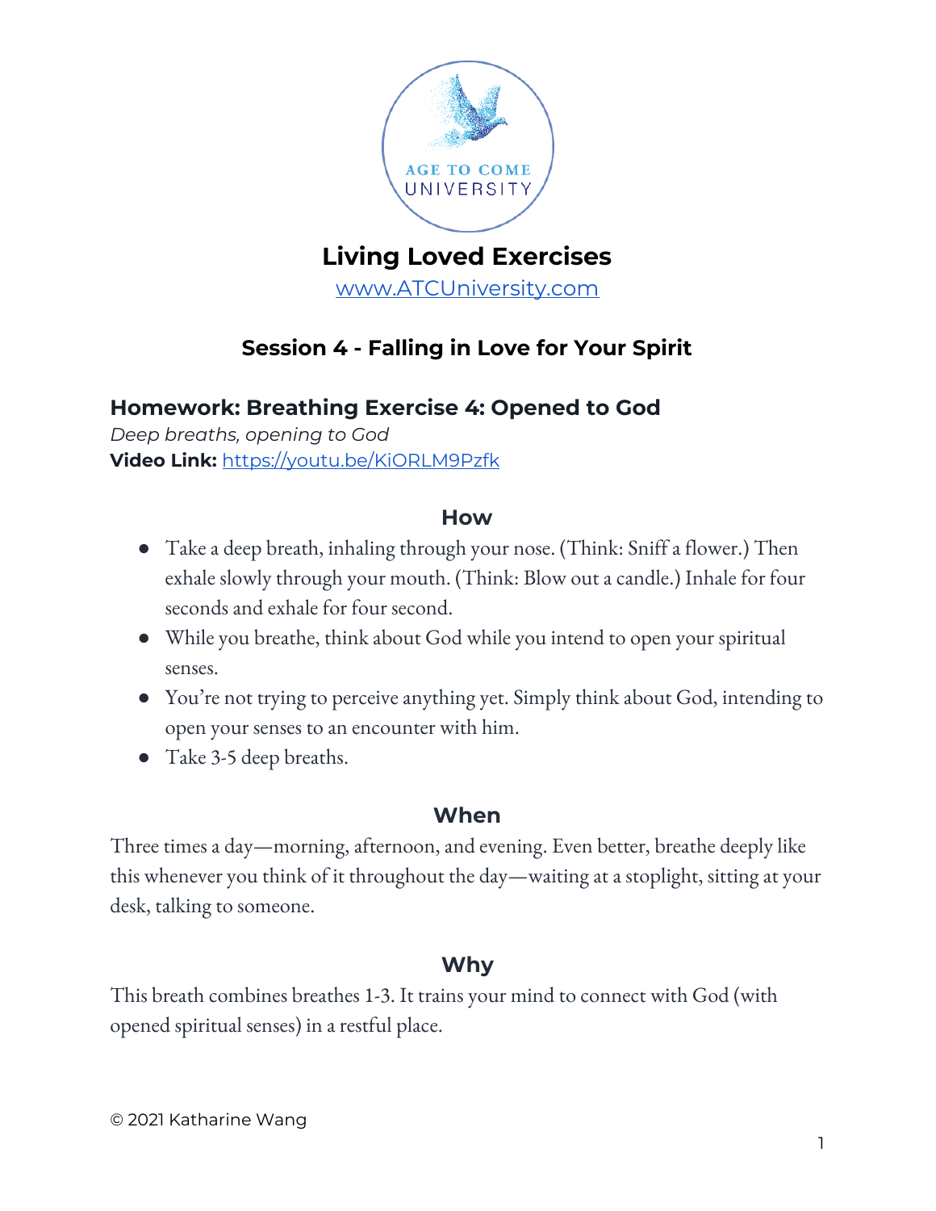AGE TO COME UNIVERSITY

# Living Loved Exercises

[www.ATCUniversity.com](http://www.ATCUniversity.com)

## Session 4 - Falling in Love for Your Spirit

### Homework: Breathing Exercise 4: Opened to God

*Deep breaths, opening to God*

**Video Link:** [https://youtu.be/KiORLM9Pzfk](https://youtu.be/KiORLM9Pzfk)

#### How

- Take a deep breath, inhaling through your nose. (Think: Sniff a flower.) Then exhale slowly through your mouth. (Think: Blow out a candle.) Inhale for four seconds and exhale for four second.
- While you breathe, think about God while you intend to open your spiritual senses.
- You're not trying to perceive anything yet. Simply think about God, intending to open your senses to an encounter with him.
- Take 3-5 deep breaths.

#### When

Three times a day—morning, afternoon, and evening. Even better, breathe deeply like this whenever you think of it throughout the day—waiting at a stoplight, sitting at your desk, talking to someone.

#### Why

This breath combines breathes 1-3. It trains your mind to connect with God (with opened spiritual senses) in a restful place.

© 2021 Katharine Wang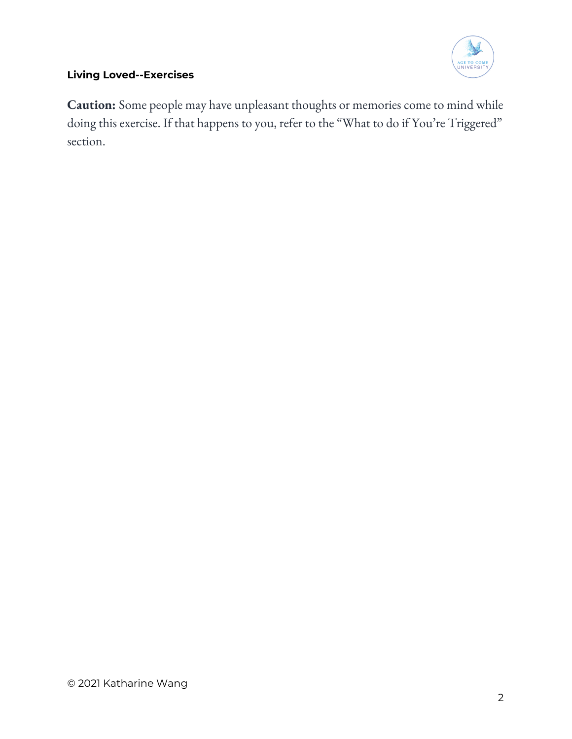**Caution:** Some people may have unpleasant thoughts or memories come to mind while doing this exercise. If that happens to you, refer to the "What to do if You're Triggered" section.